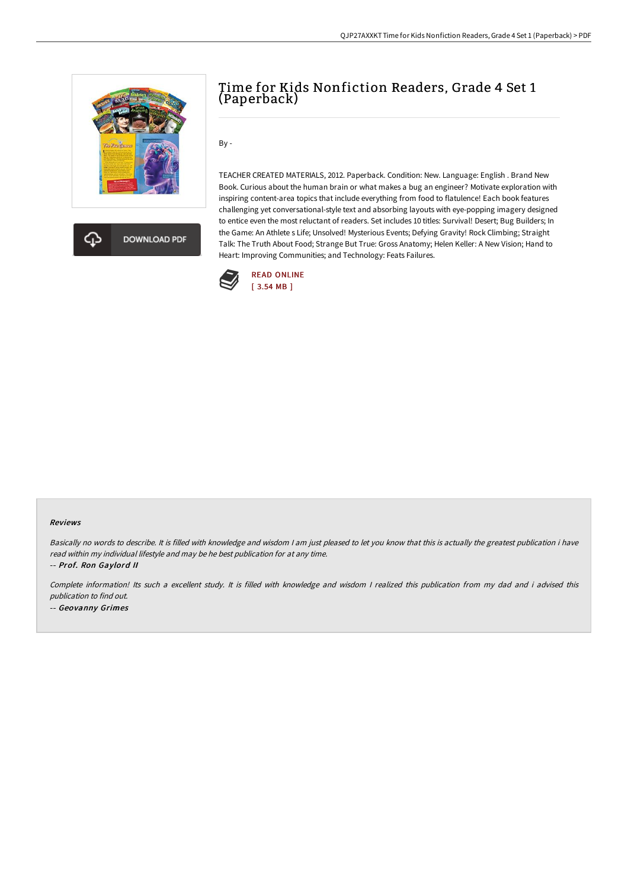# Time for Kids Nonfiction Readers, Grade 4 Set 1 (Paperback)

By -

TEACHER CREATED MATERIALS, 2012. Paperback. Condition: New. Language: English . Brand New Book. Curious about the human brain or what makes a bug an engineer? Motivate exploration with inspiring content-area topics that include everything from food to flatulence! Each book features challenging yet conversational-style text and absorbing layouts with eye-popping imagery designed to entice even the most reluctant of readers. Set includes 10 titles: Survival! Desert; Bug Builders; In the Game: An Athlete s Life; Unsolved! Mysterious Events; Defying Gravity! Rock Climbing; Straight Talk: The Truth About Food; Strange But True: Gross Anatomy; Helen Keller: A New Vision; Hand to Heart: Improving Communities; and Technology: Feats Failures.

DOWNLOAD PDF

READ ONLINE
[ 3.54 MB ]

## Reviews

*Basically no words to describe. It is filled with knowledge and wisdom I am just pleased to let you know that this is actually the greatest publication i have read within my individual lifestyle and may be he best publication for at any time.*

-- *Prof. Ron Gaylord II*

*Complete information! Its such a excellent study. It is filled with knowledge and wisdom I realized this publication from my dad and i advised this publication to find out.*

-- *Geovanny Grimes*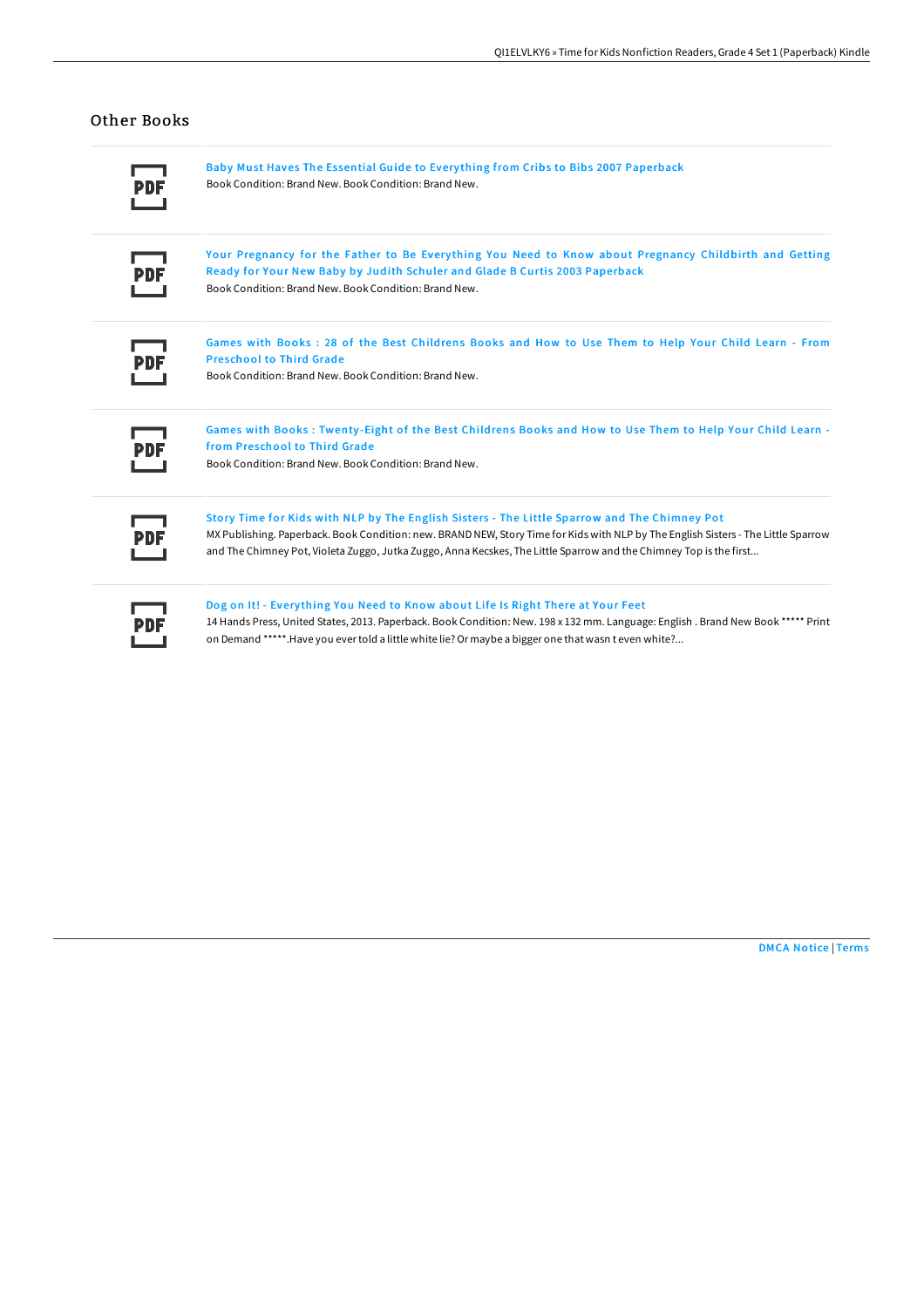## Other Books

**Baby Must Haves The Essential Guide to Everything from Cribs to Bibs 2007 Paperback**
Book Condition: Brand New. Book Condition: Brand New.

**Your Pregnancy for the Father to Be Everything You Need to Know about Pregnancy Childbirth and Getting Ready for Your New Baby by Judith Schuler and Glade B Curtis 2003 Paperback**
Book Condition: Brand New. Book Condition: Brand New.

**Games with Books : 28 of the Best Childrens Books and How to Use Them to Help Your Child Learn - From Preschool to Third Grade**
Book Condition: Brand New. Book Condition: Brand New.

**Games with Books : Twenty-Eight of the Best Childrens Books and How to Use Them to Help Your Child Learn - from Preschool to Third Grade**
Book Condition: Brand New. Book Condition: Brand New.

**Story Time for Kids with NLP by The English Sisters - The Little Sparrow and The Chimney Pot**
MX Publishing. Paperback. Book Condition: new. BRAND NEW, Story Time for Kids with NLP by The English Sisters - The Little Sparrow and The Chimney Pot, Violeta Zuggo, Jutka Zuggo, Anna Kecskes, The Little Sparrow and the Chimney Top is the first...

**Dog on It! - Everything You Need to Know about Life Is Right There at Your Feet**
14 Hands Press, United States, 2013. Paperback. Book Condition: New. 198 x 132 mm. Language: English . Brand New Book ***** Print on Demand *****.Have you ever told a little white lie? Or maybe a bigger one that wasn t even white?...

DMCA Notice | Terms